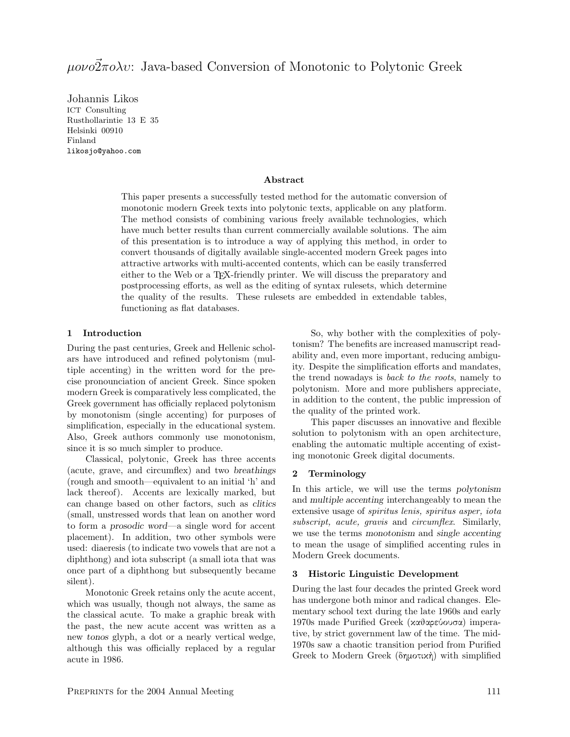# $\mu o \nu o \vec{2} \pi o \lambda \upsilon$: Java-based Conversion of Monotonic to Polytonic Greek

Johannis Likos
ICT Consulting
Rusthollarintie 13 E 35
Helsinki 00910
Finland
likosjo@yahoo.com

### Abstract

This paper presents a successfully tested method for the automatic conversion of monotonic modern Greek texts into polytonic texts, applicable on any platform. The method consists of combining various freely available technologies, which have much better results than current commercially available solutions. The aim of this presentation is to introduce a way of applying this method, in order to convert thousands of digitally available single-accented modern Greek pages into attractive artworks with multi-accented contents, which can be easily transferred either to the Web or a TEX-friendly printer. We will discuss the preparatory and postprocessing efforts, as well as the editing of syntax rulesets, which determine the quality of the results. These rulesets are embedded in extendable tables, functioning as flat databases.

## 1 Introduction

During the past centuries, Greek and Hellenic scholars have introduced and refined polytonism (multiple accenting) in the written word for the precise pronounciation of ancient Greek. Since spoken modern Greek is comparatively less complicated, the Greek government has officially replaced polytonism by monotonism (single accenting) for purposes of simplification, especially in the educational system. Also, Greek authors commonly use monotonism, since it is so much simpler to produce.

Classical, polytonic, Greek has three accents (acute, grave, and circumflex) and two *breathings* (rough and smooth—equivalent to an initial 'h' and lack thereof). Accents are lexically marked, but can change based on other factors, such as *clitics* (small, unstressed words that lean on another word to form a *prosodic word*—a single word for accent placement). In addition, two other symbols were used: diaeresis (to indicate two vowels that are not a diphthong) and iota subscript (a small iota that was once part of a diphthong but subsequently became silent).

Monotonic Greek retains only the acute accent, which was usually, though not always, the same as the classical acute. To make a graphic break with the past, the new acute accent was written as a new *tonos* glyph, a dot or a nearly vertical wedge, although this was officially replaced by a regular acute in 1986.

So, why bother with the complexities of polytonism? The benefits are increased manuscript readability and, even more important, reducing ambiguity. Despite the simplification efforts and mandates, the trend nowadays is *back to the roots*, namely to polytonism. More and more publishers appreciate, in addition to the content, the public impression of the quality of the printed work.

This paper discusses an innovative and flexible solution to polytonism with an open architecture, enabling the automatic multiple accenting of existing monotonic Greek digital documents.

## 2 Terminology

In this article, we will use the terms *polytonism* and *multiple accenting* interchangeably to mean the extensive usage of *spiritus lenis, spiritus asper, iota subscript, acute, gravis* and *circumflex*. Similarly, we use the terms *monotonism* and *single accenting* to mean the usage of simplified accenting rules in Modern Greek documents.

## 3 Historic Linguistic Development

During the last four decades the printed Greek word has undergone both minor and radical changes. Elementary school text during the late 1960s and early 1970s made Purified Greek (καθαρεύουσα) imperative, by strict government law of the time. The mid-1970s saw a chaotic transition period from Purified Greek to Modern Greek (δημοτικὴ) with simplified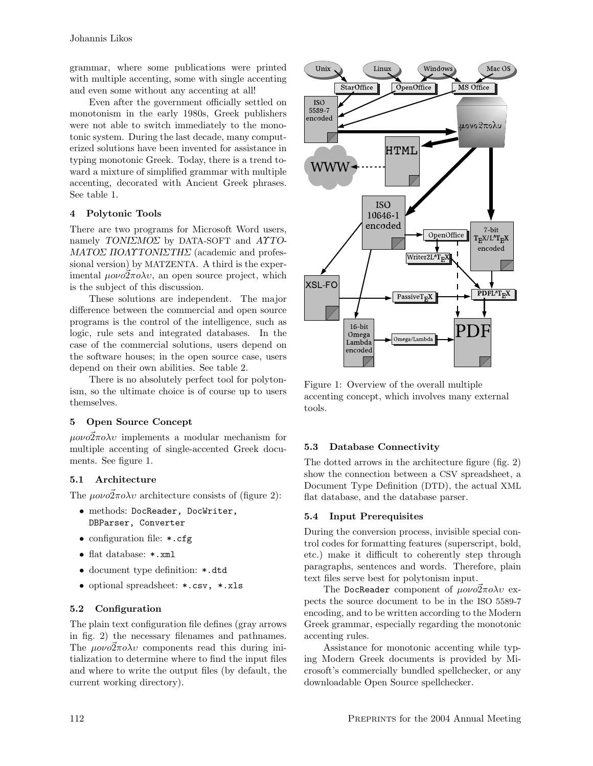grammar, where some publications were printed with multiple accenting, some with single accenting and even some without any accenting at all!

Even after the government officially settled on monotonism in the early 1980s, Greek publishers were not able to switch immediately to the monotonic system. During the last decade, many computerized solutions have been invented for assistance in typing monotonic Greek. Today, there is a trend toward a mixture of simplified grammar with multiple accenting, decorated with Ancient Greek phrases. See table 1.

### 4 Polytonic Tools

There are two programs for Microsoft Word users, namely *ΤΟΝΙΣΜΟΣ* by DATA-SOFT and *ΑΥΤΟΜΑΤΟΣ ΠΟΛΥΤΟΝΙΣΤΗΣ* (academic and professional version) by MATZENTA. A third is the experimental *μονο2πολυ*, an open source project, which is the subject of this discussion.

These solutions are independent. The major difference between the commercial and open source programs is the control of the intelligence, such as logic, rule sets and integrated databases. In the case of the commercial solutions, users depend on the software houses; in the open source case, users depend on their own abilities. See table 2.

There is no absolutely perfect tool for polytonism, so the ultimate choice is of course up to users themselves.

### 5 Open Source Concept

*μονο2πολυ* implements a modular mechanism for multiple accenting of single-accented Greek documents. See figure 1.

#### 5.1 Architecture

The *μονο2πολυ* architecture consists of (figure 2):

- methods: `DocReader, DocWriter, DBParser, Converter`
- configuration file: `*.cfg`
- flat database: `*.xml`
- document type definition: `*.dtd`
- optional spreadsheet: `*.csv, *.xls`

#### 5.2 Configuration

The plain text configuration file defines (gray arrows in fig. 2) the necessary filenames and pathnames. The *μονο2πολυ* components read this during initialization to determine where to find the input files and where to write the output files (by default, the current working directory).

Figure 1: Overview of the overall multiple accenting concept, which involves many external tools.

#### 5.3 Database Connectivity

The dotted arrows in the architecture figure (fig. 2) show the connection between a CSV spreadsheet, a Document Type Definition (DTD), the actual XML flat database, and the database parser.

#### 5.4 Input Prerequisites

During the conversion process, invisible special control codes for formatting features (superscript, bold, etc.) make it difficult to coherently step through paragraphs, sentences and words. Therefore, plain text files serve best for polytonism input.

The `DocReader` component of *μονο2πολυ* expects the source document to be in the ISO 5589-7 encoding, and to be written according to the Modern Greek grammar, especially regarding the monotonic accenting rules.

Assistance for monotonic accenting while typing Modern Greek documents is provided by Microsoft's commercially bundled spellchecker, or any downloadable Open Source spellchecker.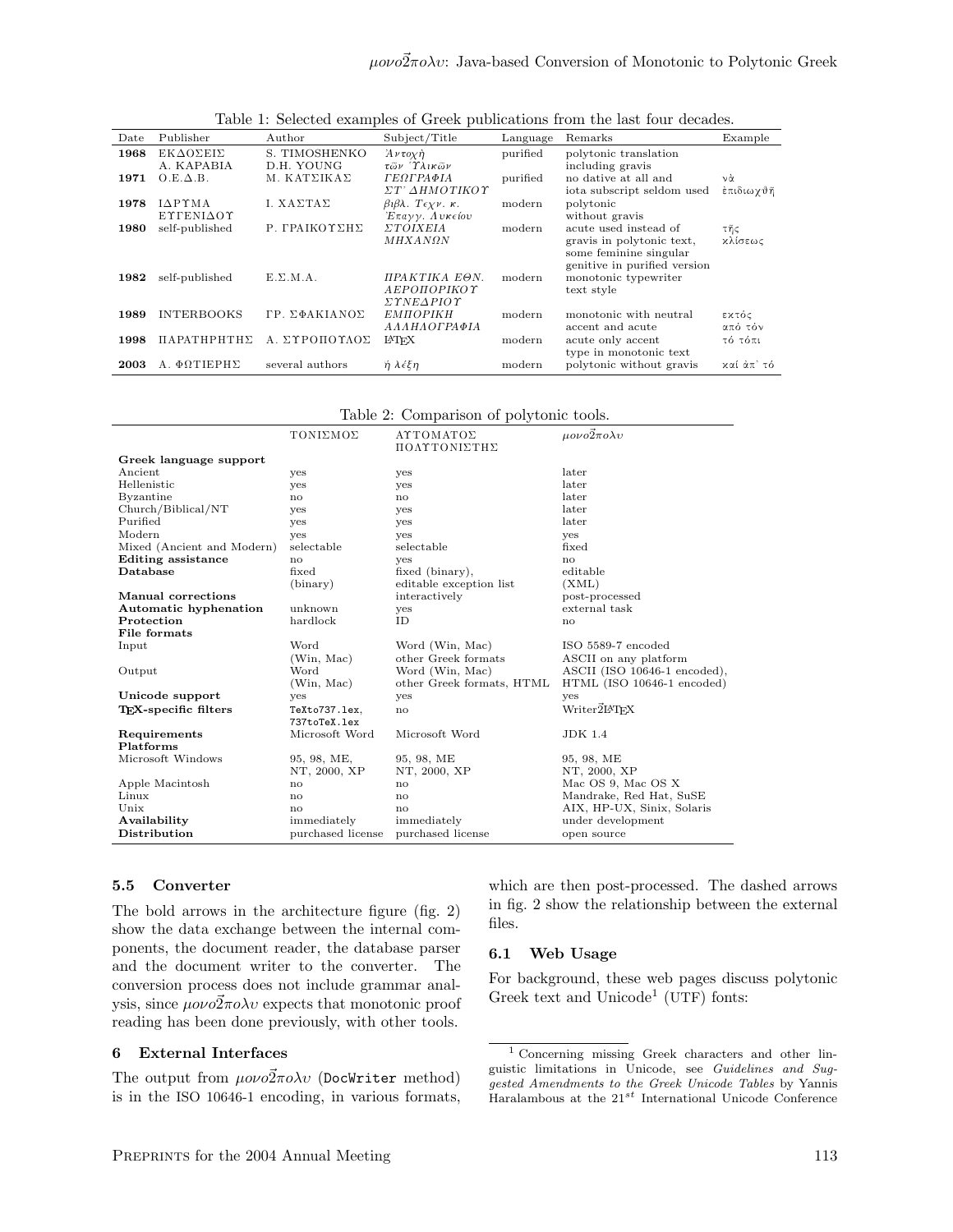Table 1: Selected examples of Greek publications from the last four decades.

| Date | Publisher | Author | Subject/Title | Language | Remarks | Example |
|---|---|---|---|---|---|---|
| **1968** | ΕΚΔΟΣΕΙΣ Α. ΚΑΡΑΒΙΑ | S. TIMOSHENKO D.H. YOUNG | *Ἀντοχὴ τῶν Ὑλικῶν* | purified | polytonic translation including gravis | |
| **1971** | Ο.Ε.Δ.Β. | Μ. ΚΑΤΣΙΚΑΣ | *ΓΕΩΓΡΑΦΙΑ ΣΤ' ΔΗΜΟΤΙΚΟΥ* | purified | no dative at all and iota subscript seldom used | νὰ ἐπιδιωχθῇ |
| **1978** | ΙΔΡΥΜΑ ΕΥΓΕΝΙΔΟΥ | Ι. ΧΑΣΤΑΣ | *βιβλ. Τεχν. κ. Ἐπαγγ. Λυκείου* | modern | polytonic without gravis | |
| **1980** | self-published | Ρ. ΓΡΑΙΚΟΥΣΗΣ | *ΣΤΟΙΧΕΙΑ ΜΗΧΑΝΩΝ* | modern | acute used instead of gravis in polytonic text, some feminine singular genitive in purified version | τῆς κλίσεως |
| **1982** | self-published | Ε.Σ.Μ.Α. | *ΠΡΑΚΤΙΚΑ ΕΘΝ. ΑΕΡΟΠΟΡΙΚΟΥ ΣΥΝΕΔΡΙΟΥ* | modern | monotonic typewriter text style | |
| **1989** | INTERBOOKS | ΓΡ. ΣΦΑΚΙΑΝΟΣ | *ΕΜΠΟΡΙΚΗ ΑΛΛΗΛΟΓΡΑΦΙΑ* | modern | monotonic with neutral accent and acute | εκτός από τὸν |
| **1998** | ΠΑΡΑΤΗΡΗΤΗΣ | Α. ΣΥΡΟΠΟΥΛΟΣ | LaTeX | modern | acute only accent type in monotonic text | τό τόπι |
| **2003** | Α. ΦΩΤΙΕΡΗΣ | several authors | *ἡ λέξη* | modern | polytonic without gravis | καί ἀπ' τό |

Table 2: Comparison of polytonic tools.

| | ΤΟΝΙΣΜΟΣ | ΑΥΤΟΜΑΤΟΣ ΠΟΛΥΤΟΝΙΣΤΗΣ | *μονο2πολυ* |
|---|---|---|---|
| **Greek language support** | | | |
| Ancient | yes | yes | later |
| Hellenistic | yes | yes | later |
| Byzantine | no | no | later |
| Church/Biblical/NT | yes | yes | later |
| Purified | yes | yes | later |
| Modern | yes | yes | yes |
| Mixed (Ancient and Modern) | selectable | selectable | fixed |
| **Editing assistance** | no | yes | no |
| **Database** | fixed (binary) | fixed (binary), editable exception list | editable (XML) |
| **Manual corrections** | | interactively | post-processed |
| **Automatic hyphenation** | unknown | yes | external task |
| **Protection** | hardlock | ID | no |
| **File formats** | | | |
| Input | Word (Win, Mac) | Word (Win, Mac) other Greek formats | ISO 5589-7 encoded ASCII on any platform |
| Output | Word (Win, Mac) | Word (Win, Mac) other Greek formats, HTML | ASCII (ISO 10646-1 encoded), HTML (ISO 10646-1 encoded) |
| **Unicode support** | yes | yes | yes |
| **TeX-specific filters** | `TeXto737.lex`, `737toTeX.lex` | no | Writer2LaTeX |
| **Requirements** | Microsoft Word | Microsoft Word | JDK 1.4 |
| **Platforms** | | | |
| Microsoft Windows | 95, 98, ME, NT, 2000, XP | 95, 98, ME NT, 2000, XP | 95, 98, ME NT, 2000, XP |
| Apple Macintosh | no | no | Mac OS 9, Mac OS X |
| Linux | no | no | Mandrake, Red Hat, SuSE |
| Unix | no | no | AIX, HP-UX, Sinix, Solaris |
| **Availability** | immediately | immediately | under development |
| **Distribution** | purchased license | purchased license | open source |

### 5.5 Converter

The bold arrows in the architecture figure (fig. 2) show the data exchange between the internal components, the document reader, the database parser and the document writer to the converter. The conversion process does not include grammar analysis, since *μονο2πολυ* expects that monotonic proof reading has been done previously, with other tools.

## 6 External Interfaces

The output from *μονο2πολυ* (`DocWriter` method) is in the ISO 10646-1 encoding, in various formats, which are then post-processed. The dashed arrows in fig. 2 show the relationship between the external files.

### 6.1 Web Usage

For background, these web pages discuss polytonic Greek text and Unicode[1] (UTF) fonts:

[1] Concerning missing Greek characters and other linguistic limitations in Unicode, see *Guidelines and Suggested Amendments to the Greek Unicode Tables* by Yannis Haralambous at the 21$^{st}$ International Unicode Conference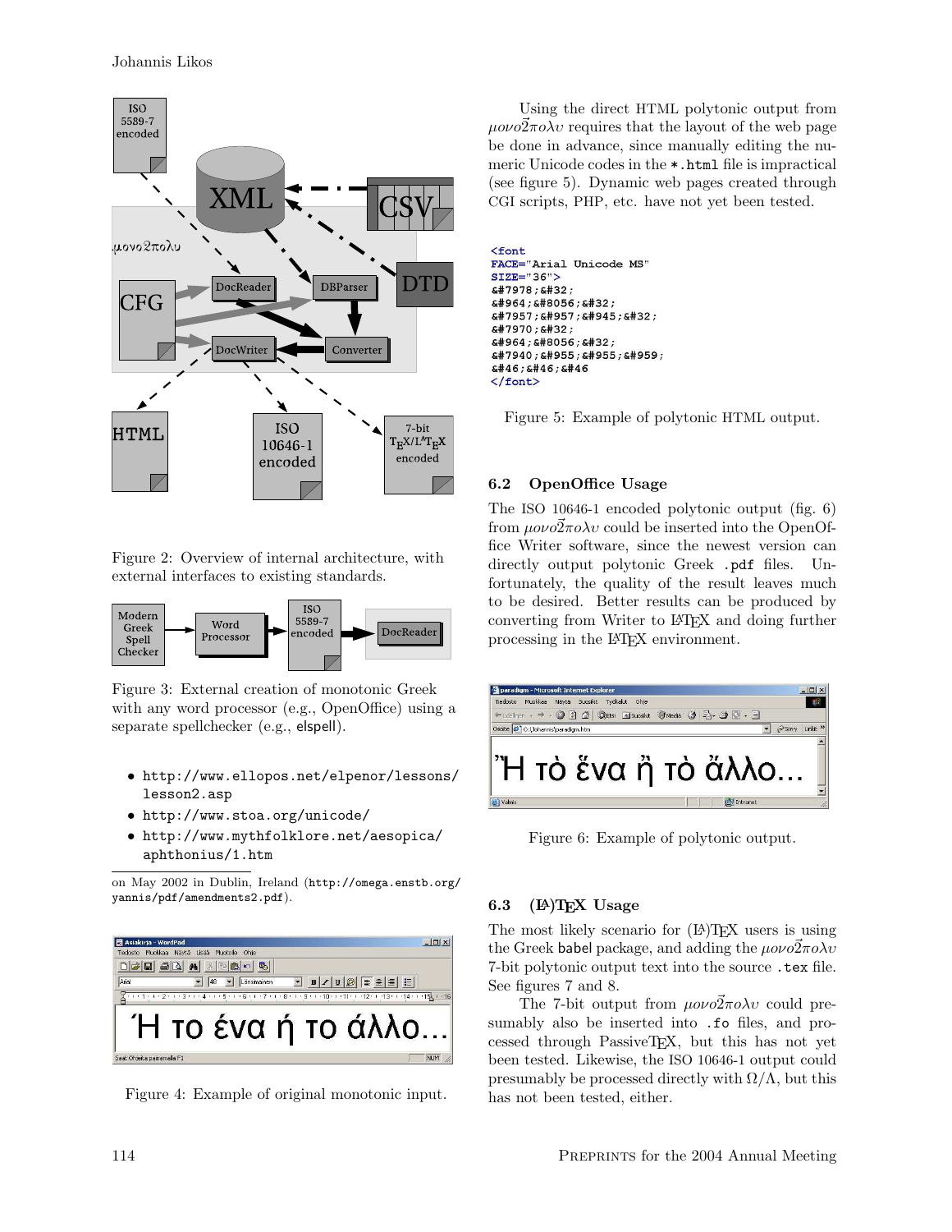Figure 2: Overview of internal architecture, with external interfaces to existing standards.

Figure 3: External creation of monotonic Greek with any word processor (e.g., OpenOffice) using a separate spellchecker (e.g., elspell).

- http://www.ellopos.net/elpenor/lessons/lesson2.asp
- http://www.stoa.org/unicode/
- http://www.mythfolklore.net/aesopica/aphthonius/1.htm

on May 2002 in Dublin, Ireland (http://omega.enstb.org/yannis/pdf/amendments2.pdf).

Figure 4: Example of original monotonic input.

Using the direct HTML polytonic output from $\mu o \nu o \vec{2} \pi o \lambda \upsilon$ requires that the layout of the web page be done in advance, since manually editing the numeric Unicode codes in the *.html file is impractical (see figure 5). Dynamic web pages created through CGI scripts, PHP, etc. have not yet been tested.

```
<font
FACE="Arial Unicode MS"
SIZE="36">
&#7978;&#32;
&#964;&#8056;&#32;
&#7957;&#957;&#945;&#32;
&#7970;&#32;
&#964;&#8056;&#32;
&#7940;&#955;&#955;&#959;
&#46;&#46;&#46
</font>
```

Figure 5: Example of polytonic HTML output.

### 6.2 OpenOffice Usage

The ISO 10646-1 encoded polytonic output (fig. 6) from $\mu o \nu o \vec{2} \pi o \lambda \upsilon$ could be inserted into the OpenOffice Writer software, since the newest version can directly output polytonic Greek .pdf files. Unfortunately, the quality of the result leaves much to be desired. Better results can be produced by converting from Writer to LaTeX and doing further processing in the LaTeX environment.

Figure 6: Example of polytonic output.

### 6.3 (LA)TEX Usage

The most likely scenario for (LA)TEX users is using the Greek babel package, and adding the $\mu o \nu o \vec{2} \pi o \lambda \upsilon$ 7-bit polytonic output text into the source .tex file. See figures 7 and 8.

The 7-bit output from $\mu o \nu o \vec{2} \pi o \lambda \upsilon$ could presumably also be inserted into .fo files, and processed through PassiveTEX, but this has not yet been tested. Likewise, the ISO 10646-1 output could presumably be processed directly with $\Omega/\Lambda$, but this has not been tested, either.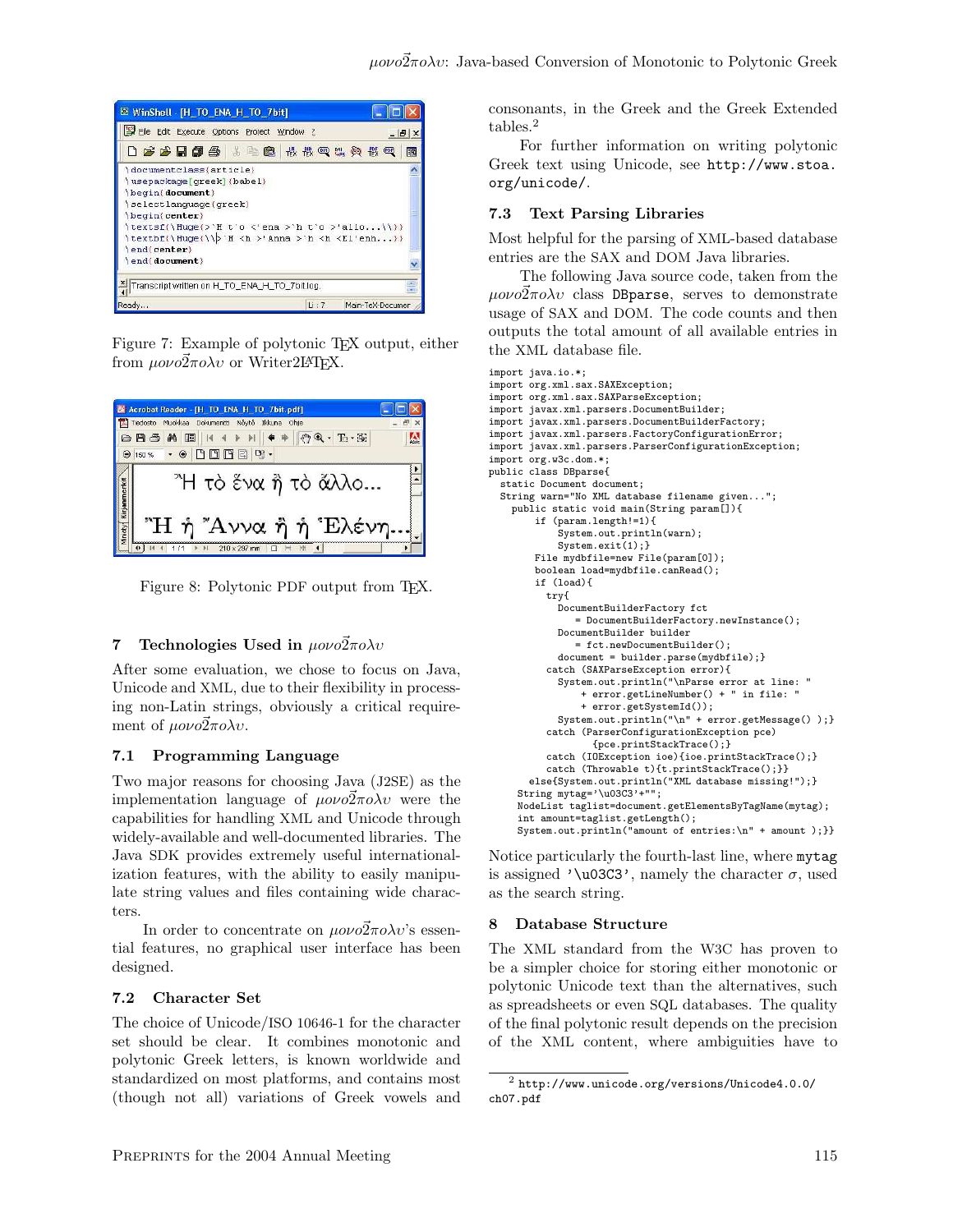Figure 7: Example of polytonic TEX output, either from $\mu o \nu o \vec{2} \pi o \lambda \upsilon$ or Writer2LATEX.

Figure 8: Polytonic PDF output from TEX.

## 7 Technologies Used in $\mu o \nu o \vec{2} \pi o \lambda \upsilon$

After some evaluation, we chose to focus on Java, Unicode and XML, due to their flexibility in processing non-Latin strings, obviously a critical requirement of $\mu o \nu o \vec{2} \pi o \lambda \upsilon$.

### 7.1 Programming Language

Two major reasons for choosing Java (J2SE) as the implementation language of $\mu o \nu o \vec{2} \pi o \lambda \upsilon$ were the capabilities for handling XML and Unicode through widely-available and well-documented libraries. The Java SDK provides extremely useful internationalization features, with the ability to easily manipulate string values and files containing wide characters.

In order to concentrate on $\mu o \nu o \vec{2} \pi o \lambda \upsilon$'s essential features, no graphical user interface has been designed.

### 7.2 Character Set

The choice of Unicode/ISO 10646-1 for the character set should be clear. It combines monotonic and polytonic Greek letters, is known worldwide and standardized on most platforms, and contains most (though not all) variations of Greek vowels and consonants, in the Greek and the Greek Extended tables.[2]

For further information on writing polytonic Greek text using Unicode, see `http://www.stoa.org/unicode/`.

### 7.3 Text Parsing Libraries

Most helpful for the parsing of XML-based database entries are the SAX and DOM Java libraries.

The following Java source code, taken from the $\mu o \nu o \vec{2} \pi o \lambda \upsilon$ class `DBparse`, serves to demonstrate usage of SAX and DOM. The code counts and then outputs the total amount of all available entries in the XML database file.

```
import java.io.*;
import org.xml.sax.SAXException;
import org.xml.sax.SAXParseException;
import javax.xml.parsers.DocumentBuilder;
import javax.xml.parsers.DocumentBuilderFactory;
import javax.xml.parsers.FactoryConfigurationError;
import javax.xml.parsers.ParserConfigurationException;
import org.w3c.dom.*;
public class DBparse{
  static Document document;
  String warn="No XML database filename given...";
    public static void main(String param[]){
        if (param.length!=1){
            System.out.println(warn);
            System.exit(1);}
        File mydbfile=new File(param[0]);
        boolean load=mydbfile.canRead();
        if (load){
          try{
            DocumentBuilderFactory fct
                = DocumentBuilderFactory.newInstance();
            DocumentBuilder builder
                = fct.newDocumentBuilder();
            document = builder.parse(mydbfile);}
          catch (SAXParseException error){
            System.out.println("\nParse error at line: "
                + error.getLineNumber() + " in file: "
                + error.getSystemId());
            System.out.println("\n" + error.getMessage() );}
          catch (ParserConfigurationException pce)
                {pce.printStackTrace();}
          catch (IOException ioe){ioe.printStackTrace();}
          catch (Throwable t){t.printStackTrace();}}
      else{System.out.println("XML database missing!");}
    String mytag='\u03C3'+"";
    NodeList taglist=document.getElementsByTagName(mytag);
    int amount=taglist.getLength();
    System.out.println("amount of entries:\n" + amount );}}
```

Notice particularly the fourth-last line, where `mytag` is assigned `'\u03C3'`, namely the character $\sigma$, used as the search string.

## 8 Database Structure

The XML standard from the W3C has proven to be a simpler choice for storing either monotonic or polytonic Unicode text than the alternatives, such as spreadsheets or even SQL databases. The quality of the final polytonic result depends on the precision of the XML content, where ambiguities have to

[2] `http://www.unicode.org/versions/Unicode4.0.0/ch07.pdf`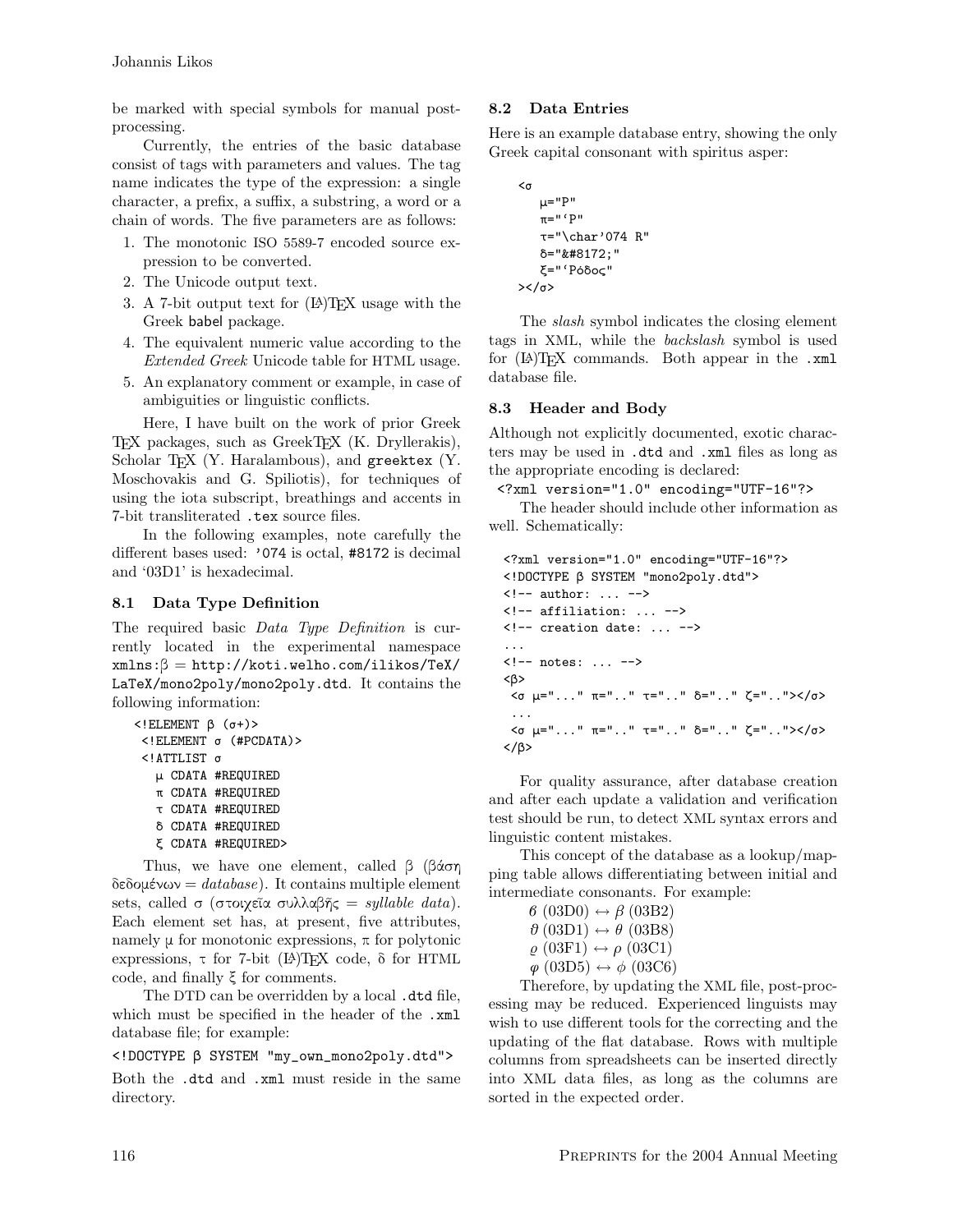be marked with special symbols for manual post-processing.

Currently, the entries of the basic database consist of tags with parameters and values. The tag name indicates the type of the expression: a single character, a prefix, a suffix, a substring, a word or a chain of words. The five parameters are as follows:

1. The monotonic ISO 5589-7 encoded source expression to be converted.
2. The Unicode output text.
3. A 7-bit output text for (LA)TEX usage with the Greek babel package.
4. The equivalent numeric value according to the *Extended Greek* Unicode table for HTML usage.
5. An explanatory comment or example, in case of ambiguities or linguistic conflicts.

Here, I have built on the work of prior Greek TEX packages, such as GreekTEX (K. Dryllerakis), Scholar TEX (Y. Haralambous), and greektex (Y. Moschovakis and G. Spiliotis), for techniques of using the iota subscript, breathings and accents in 7-bit transliterated .tex source files.

In the following examples, note carefully the different bases used: '074 is octal, #8172 is decimal and '03D1' is hexadecimal.

### 8.1 Data Type Definition

The required basic *Data Type Definition* is currently located in the experimental namespace xmlns:β = http://koti.welho.com/ilikos/TeX/LaTeX/mono2poly/mono2poly.dtd. It contains the following information:

```
<!ELEMENT β (σ+)>
 <!ELEMENT σ (#PCDATA)>
 <!ATTLIST σ
   μ CDATA #REQUIRED
   π CDATA #REQUIRED
   τ CDATA #REQUIRED
   δ CDATA #REQUIRED
   ξ CDATA #REQUIRED>
```

Thus, we have one element, called β (βάση δεδομένων = *database*). It contains multiple element sets, called σ (στοιχεῖα συλλαβῆς = *syllable data*). Each element set has, at present, five attributes, namely μ for monotonic expressions, π for polytonic expressions, τ for 7-bit (LA)TEX code, δ for HTML code, and finally ξ for comments.

The DTD can be overridden by a local .dtd file, which must be specified in the header of the .xml database file; for example:

```
<!DOCTYPE β SYSTEM "my_own_mono2poly.dtd">
```

Both the .dtd and .xml must reside in the same directory.

### 8.2 Data Entries

Here is an example database entry, showing the only Greek capital consonant with spiritus asper:

```
<σ
   μ="Ρ"
   π="῾Ρ"
   τ="\char'074 R"
   δ="&#8172;"
   ξ="῾Ρόδος"
></σ>
```

The *slash* symbol indicates the closing element tags in XML, while the *backslash* symbol is used for (LA)TEX commands. Both appear in the .xml database file.

### 8.3 Header and Body

Although not explicitly documented, exotic characters may be used in .dtd and .xml files as long as the appropriate encoding is declared:

```
<?xml version="1.0" encoding="UTF-16"?>
```

The header should include other information as well. Schematically:

```
<?xml version="1.0" encoding="UTF-16"?>
<!DOCTYPE β SYSTEM "mono2poly.dtd">
<!-- author: ... -->
<!-- affiliation: ... -->
<!-- creation date: ... -->
...
<!-- notes: ... -->
<β>
 <σ μ="..." π=".." τ=".." δ=".." ζ=".."></σ>
 ...
 <σ μ="..." π=".." τ=".." δ=".." ζ=".."></σ>
</β>
```

For quality assurance, after database creation and after each update a validation and verification test should be run, to detect XML syntax errors and linguistic content mistakes.

This concept of the database as a lookup/mapping table allows differentiating between initial and intermediate consonants. For example:

ϐ (03D0) ↔ $\beta$ (03B2)
ϑ (03D1) ↔ $\theta$ (03B8)
ϱ (03F1) ↔ $\rho$ (03C1)
$\varphi$ (03D5) ↔ $\phi$ (03C6)

Therefore, by updating the XML file, post-processing may be reduced. Experienced linguists may wish to use different tools for the correcting and the updating of the flat database. Rows with multiple columns from spreadsheets can be inserted directly into XML data files, as long as the columns are sorted in the expected order.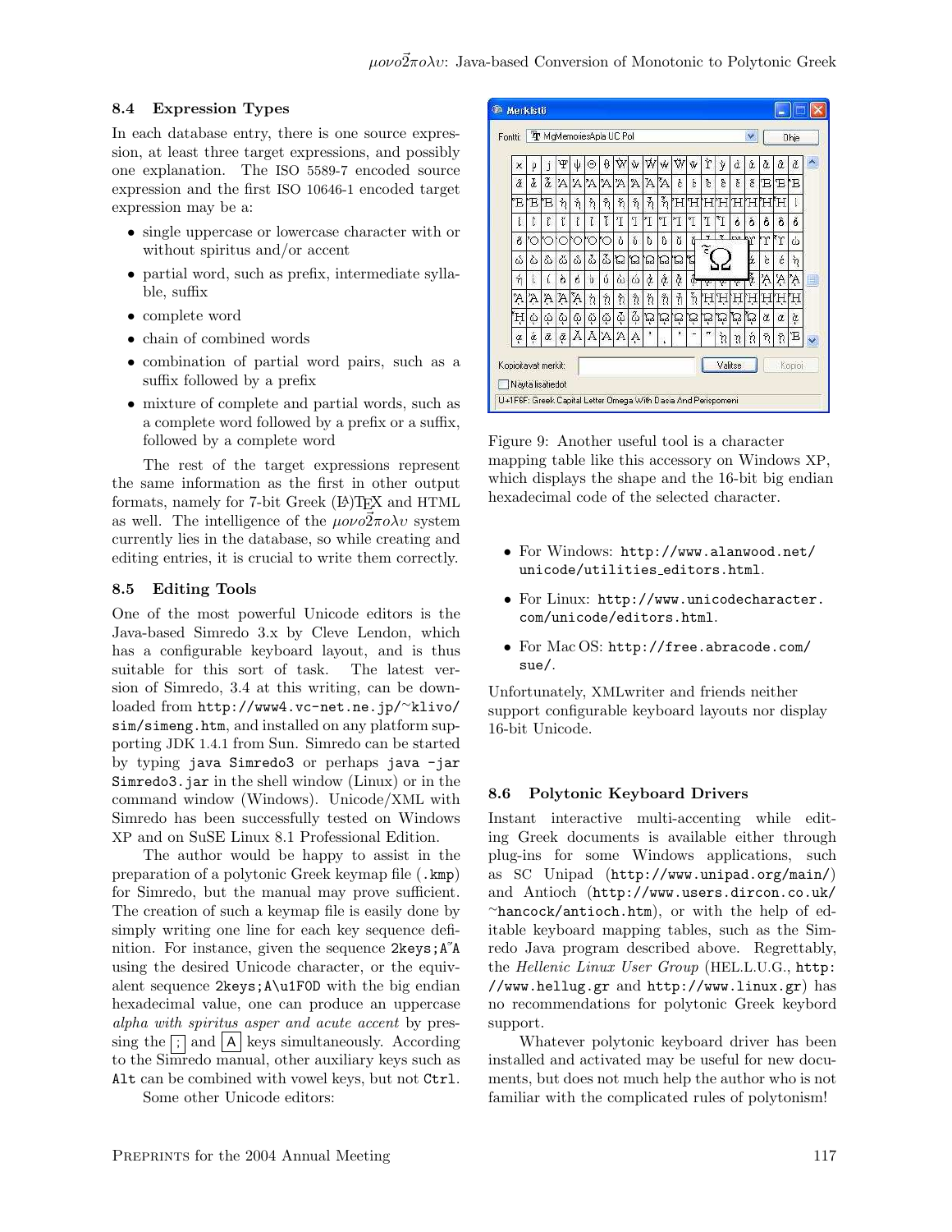### 8.4 Expression Types

In each database entry, there is one source expression, at least three target expressions, and possibly one explanation. The ISO 5589-7 encoded source expression and the first ISO 10646-1 encoded target expression may be a:

- single uppercase or lowercase character with or without spiritus and/or accent
- partial word, such as prefix, intermediate syllable, suffix
- complete word
- chain of combined words
- combination of partial word pairs, such as a suffix followed by a prefix
- mixture of complete and partial words, such as a complete word followed by a prefix or a suffix, followed by a complete word

The rest of the target expressions represent the same information as the first in other output formats, namely for 7-bit Greek (LA)TEX and HTML as well. The intelligence of the μονο2πολυ system currently lies in the database, so while creating and editing entries, it is crucial to write them correctly.

### 8.5 Editing Tools

One of the most powerful Unicode editors is the Java-based Simredo 3.x by Cleve Lendon, which has a configurable keyboard layout, and is thus suitable for this sort of task. The latest version of Simredo, 3.4 at this writing, can be downloaded from `http://www4.vc-net.ne.jp/~klivo/sim/simeng.htm`, and installed on any platform supporting JDK 1.4.1 from Sun. Simredo can be started by typing `java Simredo3` or perhaps `java -jar Simredo3.jar` in the shell window (Linux) or in the command window (Windows). Unicode/XML with Simredo has been successfully tested on Windows XP and on SuSE Linux 8.1 Professional Edition.

The author would be happy to assist in the preparation of a polytonic Greek keymap file (`.kmp`) for Simredo, but the manual may prove sufficient. The creation of such a keymap file is easily done by simply writing one line for each key sequence definition. For instance, given the sequence `2keys;A˝A` using the desired Unicode character, or the equivalent sequence `2keys;A\u1F0D` with the big endian hexadecimal value, one can produce an uppercase *alpha with spiritus asper and acute accent* by pressing the ; and A keys simultaneously. According to the Simredo manual, other auxiliary keys such as `Alt` can be combined with vowel keys, but not `Ctrl`.

Some other Unicode editors:

Figure 9: Another useful tool is a character mapping table like this accessory on Windows XP, which displays the shape and the 16-bit big endian hexadecimal code of the selected character.

- For Windows: `http://www.alanwood.net/unicode/utilities_editors.html`.
- For Linux: `http://www.unicodecharacter.com/unicode/editors.html`.
- For Mac OS: `http://free.abracode.com/sue/`.

Unfortunately, XMLwriter and friends neither support configurable keyboard layouts nor display 16-bit Unicode.

### 8.6 Polytonic Keyboard Drivers

Instant interactive multi-accenting while editing Greek documents is available either through plug-ins for some Windows applications, such as SC Unipad (`http://www.unipad.org/main/`) and Antioch (`http://www.users.dircon.co.uk/~hancock/antioch.htm`), or with the help of editable keyboard mapping tables, such as the Simredo Java program described above. Regrettably, the *Hellenic Linux User Group* (HEL.L.U.G., `http://www.hellug.gr` and `http://www.linux.gr`) has no recommendations for polytonic Greek keybord support.

Whatever polytonic keyboard driver has been installed and activated may be useful for new documents, but does not much help the author who is not familiar with the complicated rules of polytonism!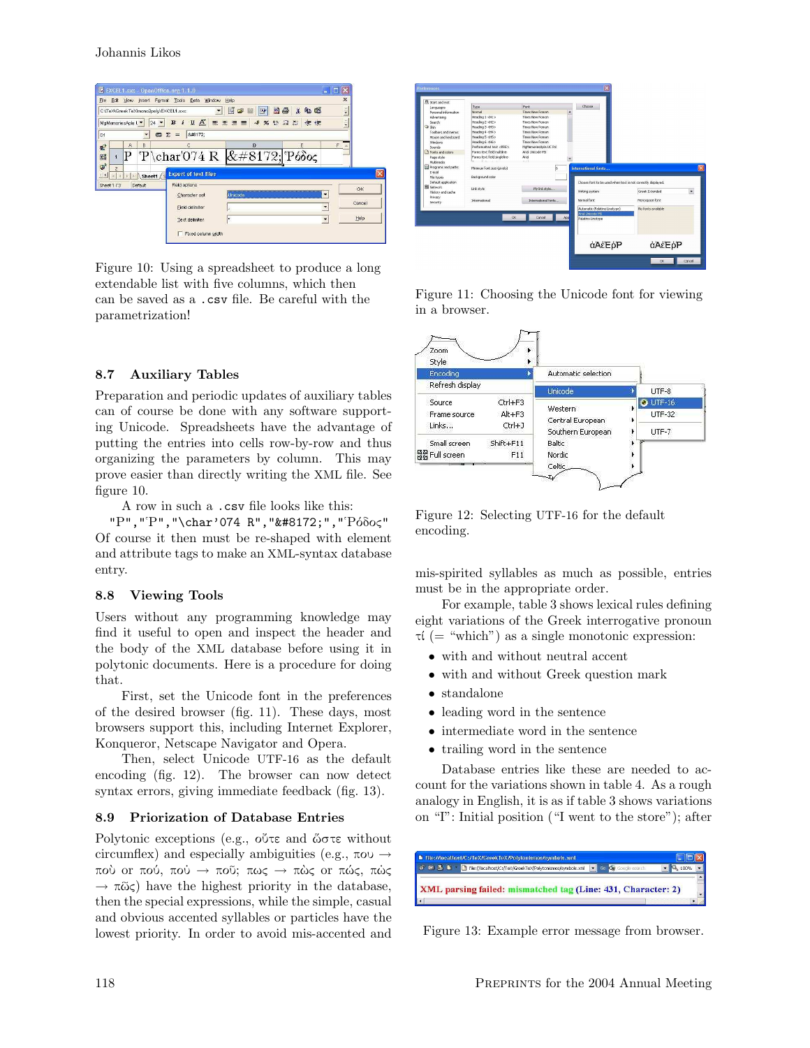Figure 10: Using a spreadsheet to produce a long extendable list with five columns, which then can be saved as a .csv file. Be careful with the parametrization!

### 8.7 Auxiliary Tables

Preparation and periodic updates of auxiliary tables can of course be done with any software supporting Unicode. Spreadsheets have the advantage of putting the entries into cells row-by-row and thus organizing the parameters by column. This may prove easier than directly writing the XML file. See figure 10.

A row in such a .csv file looks like this:

```
"P","῾P","\char'074 R","&#8172;","Ῥόδος"
```

Of course it then must be re-shaped with element and attribute tags to make an XML-syntax database entry.

### 8.8 Viewing Tools

Users without any programming knowledge may find it useful to open and inspect the header and the body of the XML database before using it in polytonic documents. Here is a procedure for doing that.

First, set the Unicode font in the preferences of the desired browser (fig. 11). These days, most browsers support this, including Internet Explorer, Konqueror, Netscape Navigator and Opera.

Then, select Unicode UTF-16 as the default encoding (fig. 12). The browser can now detect syntax errors, giving immediate feedback (fig. 13).

### 8.9 Priorization of Database Entries

Polytonic exceptions (e.g., οὔτε and ὥστε without circumflex) and especially ambiguities (e.g., πoυ → ποὺ or πού, ποὺ → ποῦ; πως → πὼς or πώς, πὼς → πῶς) have the highest priority in the database, then the special expressions, while the simple, casual and obvious accented syllables or particles have the lowest priority. In order to avoid mis-accented and mis-spirited syllables as much as possible, entries must be in the appropriate order.

Figure 11: Choosing the Unicode font for viewing in a browser.

Figure 12: Selecting UTF-16 for the default encoding.

For example, table 3 shows lexical rules defining eight variations of the Greek interrogative pronoun τί (= "which") as a single monotonic expression:

- with and without neutral accent
- with and without Greek question mark
- standalone
- leading word in the sentence
- intermediate word in the sentence
- trailing word in the sentence

Database entries like these are needed to account for the variations shown in table 4. As a rough analogy in English, it is as if table 3 shows variations on "I": Initial position ("I went to the store"); after

Figure 13: Example error message from browser.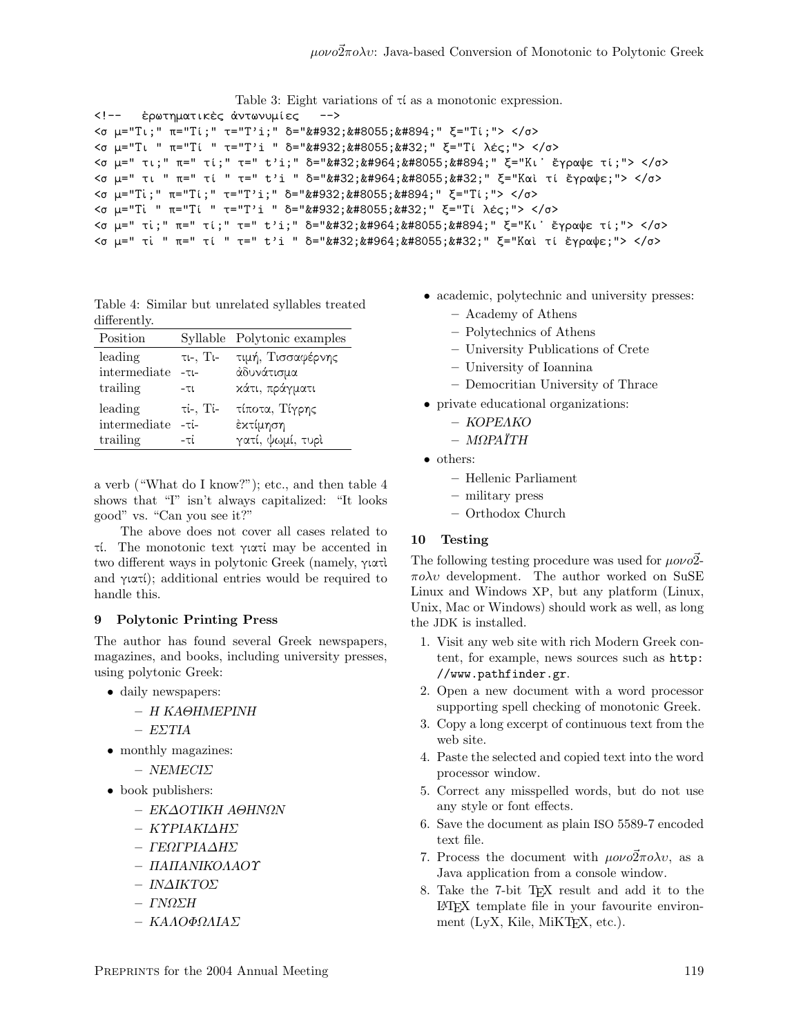Table 3: Eight variations of τί as a monotonic expression.

```
<!--   ἐρωτηματικὲς ἀντωνυμίες   -->
<σ μ="Τι;" π="Τί;" τ="T'i;" δ="&#932;&#8055;&#894;" ξ="Τί;"> </σ>
<σ μ="Τι " π="Τί " τ="T'i " δ="&#932;&#8055;&#32;" ξ="Τί λές;"> </σ>
<σ μ=" τι;" π=" τί;" τ=" t'i;" δ="&#32;&#964;&#8055;&#894;" ξ="Κι᾽ ἔγραψε τί;"> </σ>
<σ μ=" τι " π=" τί " τ=" t'i " δ="&#32;&#964;&#8055;&#32;" ξ="Καὶ τί ἔγραψε;"> </σ>
<σ μ="Τί;" π="Τί;" τ="T'i;" δ="&#932;&#8055;&#894;" ξ="Τί;"> </σ>
<σ μ="Τί " π="Τί " τ="T'i " δ="&#932;&#8055;&#32;" ξ="Τί λές;"> </σ>
<σ μ=" τί;" π=" τί;" τ=" t'i;" δ="&#32;&#964;&#8055;&#894;" ξ="Κι᾽ ἔγραψε τί;"> </σ>
<σ μ=" τί " π=" τί " τ=" t'i " δ="&#32;&#964;&#8055;&#32;" ξ="Καὶ τί ἔγραψε;"> </σ>
```

Table 4: Similar but unrelated syllables treated differently.

| Position | Syllable | Polytonic examples |
|---|---|---|
| leading | τι-, Τι- | τιμή, Τισσαφέρνης |
| intermediate | -τι- | ἀδυνάτισμα |
| trailing | -τι | κάτι, πράγματι |
| leading | τί-, Τί- | τίποτα, Τίγρης |
| intermediate | -τί- | ἐκτίμηση |
| trailing | -τί | γατί, ψωμί, τυρὶ |

a verb ("What do I know?"); etc., and then table 4 shows that "I" isn't always capitalized: "It looks good" vs. "Can you see it?"

The above does not cover all cases related to τί. The monotonic text γιατί may be accented in two different ways in polytonic Greek (namely, γιατὶ and γιατί); additional entries would be required to handle this.

## 9 Polytonic Printing Press

The author has found several Greek newspapers, magazines, and books, including university presses, using polytonic Greek:

- daily newspapers:
  - *Η ΚΑΘΗΜΕΡΙΝΗ*
  - *ΕΣΤΙΑ*
- monthly magazines:
  - *ΝΕΜΕCΙΣ*
- book publishers:
  - *ΕΚΔΟΤΙΚΗ ΑΘΗΝΩΝ*
  - *ΚΥΡΙΑΚΙΔΗΣ*
  - *ΓΕΩΓΡΙΑΔΗΣ*
  - *ΠΑΠΑΝΙΚΟΛΑΟΥ*
  - *ΙΝΔΙΚΤΟΣ*
  - *ΓΝΩΣΗ*
  - *ΚΑΛΟΦΩΛΙΑΣ*
- academic, polytechnic and university presses:
  - Academy of Athens
  - Polytechnics of Athens
  - University Publications of Crete
  - University of Ioannina
  - Democritian University of Thrace
- private educational organizations:
  - *ΚΟΡΕΛΚΟ*
  - *ΜΩΡΑΪΤΗ*
- others:
  - Hellenic Parliament
  - military press
  - Orthodox Church

## 10 Testing

The following testing procedure was used for *μονο2πολυ* development. The author worked on SuSE Linux and Windows XP, but any platform (Linux, Unix, Mac or Windows) should work as well, as long the JDK is installed.

1. Visit any web site with rich Modern Greek content, for example, news sources such as http://www.pathfinder.gr.
2. Open a new document with a word processor supporting spell checking of monotonic Greek.
3. Copy a long excerpt of continuous text from the web site.
4. Paste the selected and copied text into the word processor window.
5. Correct any misspelled words, but do not use any style or font effects.
6. Save the document as plain ISO 5589-7 encoded text file.
7. Process the document with *μονο2πολυ*, as a Java application from a console window.
8. Take the 7-bit TeX result and add it to the LaTeX template file in your favourite environment (LyX, Kile, MiKTeX, etc.).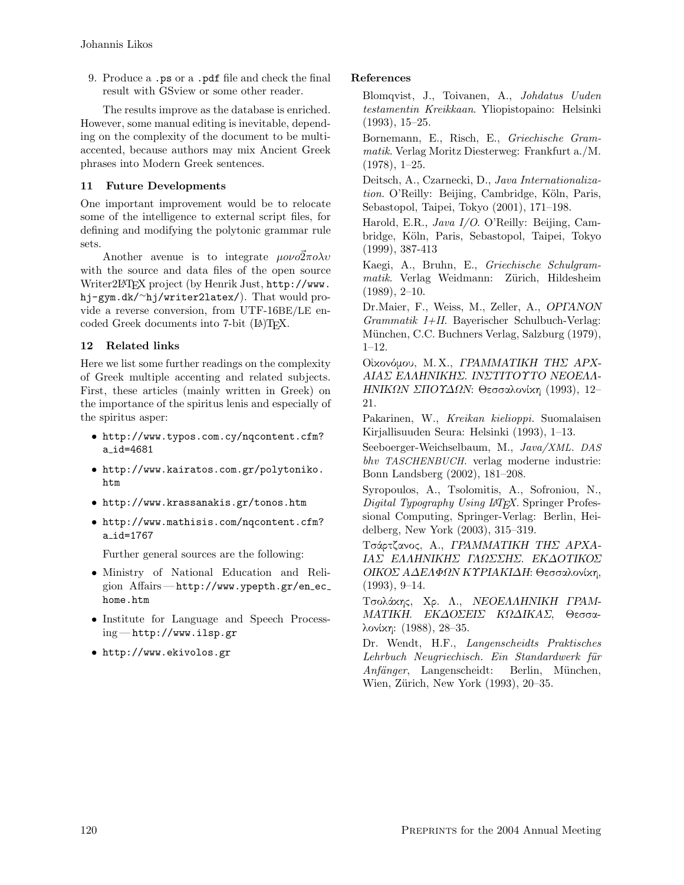9. Produce a `.ps` or a `.pdf` file and check the final result with GSview or some other reader.

The results improve as the database is enriched. However, some manual editing is inevitable, depending on the complexity of the document to be multi-accented, because authors may mix Ancient Greek phrases into Modern Greek sentences.

### 11 Future Developments

One important improvement would be to relocate some of the intelligence to external script files, for defining and modifying the polytonic grammar rule sets.

Another avenue is to integrate *μονο2πολυ* with the source and data files of the open source Writer2LaTeX project (by Henrik Just, `http://www.hj-gym.dk/~hj/writer2latex/`). That would provide a reverse conversion, from UTF-16BE/LE encoded Greek documents into 7-bit (LA)TeX.

### 12 Related links

Here we list some further readings on the complexity of Greek multiple accenting and related subjects. First, these articles (mainly written in Greek) on the importance of the spiritus lenis and especially of the spiritus asper:

- `http://www.typos.com.cy/nqcontent.cfm?a_id=4681`
- `http://www.kairatos.com.gr/polytoniko.htm`
- `http://www.krassanakis.gr/tonos.htm`
- `http://www.mathisis.com/nqcontent.cfm?a_id=1767`

Further general sources are the following:

- Ministry of National Education and Religion Affairs — `http://www.ypepth.gr/en_ec_home.htm`
- Institute for Language and Speech Processing — `http://www.ilsp.gr`
- `http://www.ekivolos.gr`

### References

Blomqvist, J., Toivanen, A., *Johdatus Uuden testamentin Kreikkaan*. Yliopistopaino: Helsinki (1993), 15–25.

Bornemann, E., Risch, E., *Griechische Grammatik*. Verlag Moritz Diesterweg: Frankfurt a./M. (1978), 1–25.

Deitsch, A., Czarnecki, D., *Java Internationalization*. O'Reilly: Beijing, Cambridge, Köln, Paris, Sebastopol, Taipei, Tokyo (2001), 171–198.

Harold, E.R., *Java I/O*. O'Reilly: Beijing, Cambridge, Köln, Paris, Sebastopol, Taipei, Tokyo (1999), 387-413

Kaegi, A., Bruhn, E., *Griechische Schulgrammatik*. Verlag Weidmann: Zürich, Hildesheim (1989), 2–10.

Dr.Maier, F., Weiss, M., Zeller, A., *ΟΡΓΑΝΟΝ Grammatik I+II*. Bayerischer Schulbuch-Verlag: München, C.C. Buchners Verlag, Salzburg (1979), 1–12.

Οἰκονόμου, Μ. Χ., *ΓΡΑΜΜΑΤΙΚΗ ΤΗΣ ΑΡΧΑΙΑΣ ΕΛΛΗΝΙΚΗΣ. ΙΝΣΤΙΤΟΥΤΟ ΝΕΟΕΛΛΗΝΙΚΩΝ ΣΠΟΥΔΩΝ*: Θεσσαλονίκη (1993), 12–21.

Pakarinen, W., *Kreikan kielioppi*. Suomalaisen Kirjallisuuden Seura: Helsinki (1993), 1–13.

Seeboerger-Weichselbaum, M., *Java/XML. DAS bhv TASCHENBUCH*. verlag moderne industrie: Bonn Landsberg (2002), 181–208.

Syropoulos, A., Tsolomitis, A., Sofroniou, N., *Digital Typography Using LaTeX*. Springer Professional Computing, Springer-Verlag: Berlin, Heidelberg, New York (2003), 315–319.

Τσάρτζανος, Α., *ΓΡΑΜΜΑΤΙΚΗ ΤΗΣ ΑΡΧΑΙΑΣ ΕΛΛΗΝΙΚΗΣ ΓΛΩΣΣΗΣ. ΕΚΔΟΤΙΚΟΣ ΟΙΚΟΣ ΑΔΕΛΦΩΝ ΚΥΡΙΑΚΙΔΗ*: Θεσσαλονίκη, (1993), 9–14.

Τσολάκης, Χρ. Λ., *ΝΕΟΕΛΛΗΝΙΚΗ ΓΡΑΜΜΑΤΙΚΗ. ΕΚΔΟΣΕΙΣ ΚΩΔΙΚΑΣ*, Θεσσαλονίκη: (1988), 28–35.

Dr. Wendt, H.F., *Langenscheidts Praktisches Lehrbuch Neugriechisch. Ein Standardwerk für Anfänger*, Langenscheidt: Berlin, München, Wien, Zürich, New York (1993), 20–35.